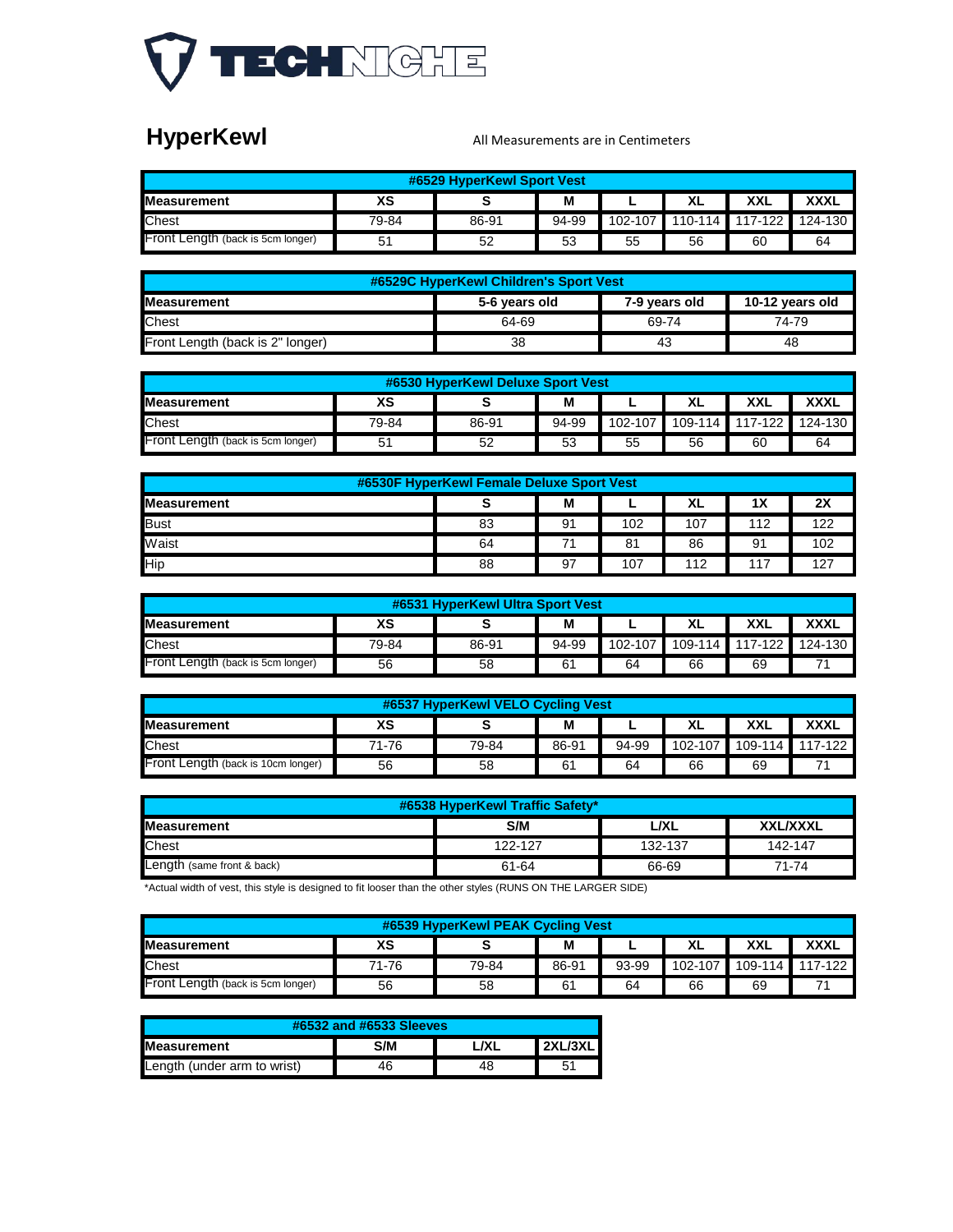# TECHNICHE

## HyperKewl

All Measurements are in Centimeters

| #6529 HyperKewl Sport Vest | | | | | | | |
|---|---|---|---|---|---|---|---|
| **Measurement** | **XS** | **S** | **M** | **L** | **XL** | **XXL** | **XXXL** |
| Chest | 79-84 | 86-91 | 94-99 | 102-107 | 110-114 | 117-122 | 124-130 |
| Front Length (back is 5cm longer) | 51 | 52 | 53 | 55 | 56 | 60 | 64 |

| #6529C HyperKewl Children's Sport Vest | | | |
|---|---|---|---|
| **Measurement** | **5-6 years old** | **7-9 years old** | **10-12 years old** |
| Chest | 64-69 | 69-74 | 74-79 |
| Front Length (back is 2" longer) | 38 | 43 | 48 |

| #6530 HyperKewl Deluxe Sport Vest | | | | | | | |
|---|---|---|---|---|---|---|---|
| **Measurement** | **XS** | **S** | **M** | **L** | **XL** | **XXL** | **XXXL** |
| Chest | 79-84 | 86-91 | 94-99 | 102-107 | 109-114 | 117-122 | 124-130 |
| Front Length (back is 5cm longer) | 51 | 52 | 53 | 55 | 56 | 60 | 64 |

| #6530F HyperKewl Female Deluxe Sport Vest | | | | | | |
|---|---|---|---|---|---|---|
| **Measurement** | **S** | **M** | **L** | **XL** | **1X** | **2X** |
| Bust | 83 | 91 | 102 | 107 | 112 | 122 |
| Waist | 64 | 71 | 81 | 86 | 91 | 102 |
| Hip | 88 | 97 | 107 | 112 | 117 | 127 |

| #6531 HyperKewl Ultra Sport Vest | | | | | | | |
|---|---|---|---|---|---|---|---|
| **Measurement** | **XS** | **S** | **M** | **L** | **XL** | **XXL** | **XXXL** |
| Chest | 79-84 | 86-91 | 94-99 | 102-107 | 109-114 | 117-122 | 124-130 |
| Front Length (back is 5cm longer) | 56 | 58 | 61 | 64 | 66 | 69 | 71 |

| #6537 HyperKewl VELO Cycling Vest | | | | | | | |
|---|---|---|---|---|---|---|---|
| **Measurement** | **XS** | **S** | **M** | **L** | **XL** | **XXL** | **XXXL** |
| Chest | 71-76 | 79-84 | 86-91 | 94-99 | 102-107 | 109-114 | 117-122 |
| Front Length (back is 10cm longer) | 56 | 58 | 61 | 64 | 66 | 69 | 71 |

| #6538 HyperKewl Traffic Safety* | | | |
|---|---|---|---|
| **Measurement** | **S/M** | **L/XL** | **XXL/XXXL** |
| Chest | 122-127 | 132-137 | 142-147 |
| Length (same front & back) | 61-64 | 66-69 | 71-74 |

*Actual width of vest, this style is designed to fit looser than the other styles (RUNS ON THE LARGER SIDE)

| #6539 HyperKewl PEAK Cycling Vest | | | | | | | |
|---|---|---|---|---|---|---|---|
| **Measurement** | **XS** | **S** | **M** | **L** | **XL** | **XXL** | **XXXL** |
| Chest | 71-76 | 79-84 | 86-91 | 93-99 | 102-107 | 109-114 | 117-122 |
| Front Length (back is 5cm longer) | 56 | 58 | 61 | 64 | 66 | 69 | 71 |

| #6532 and #6533 Sleeves | | | |
|---|---|---|---|
| **Measurement** | **S/M** | **L/XL** | **2XL/3XL** |
| Length (under arm to wrist) | 46 | 48 | 51 |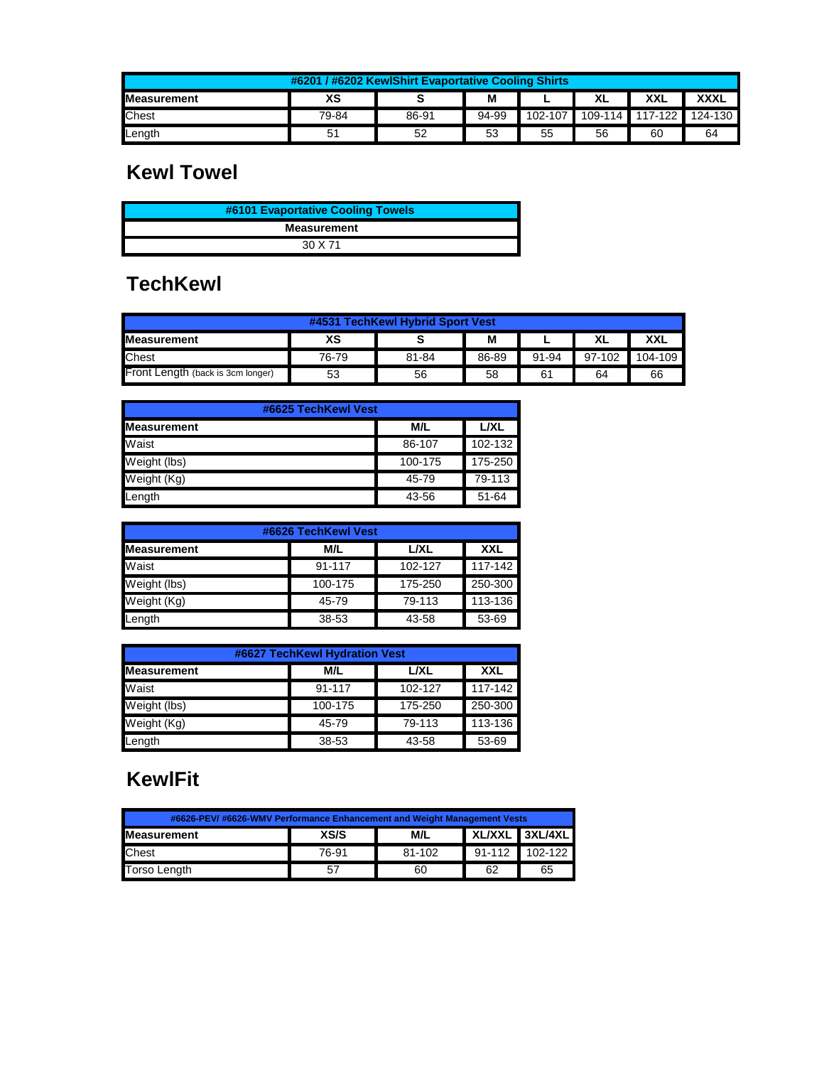| #6201 / #6202 KewlShirt Evaportative Cooling Shirts | | | | | | | |
|---|---|---|---|---|---|---|---|
| **Measurement** | **XS** | **S** | **M** | **L** | **XL** | **XXL** | **XXXL** |
| Chest | 79-84 | 86-91 | 94-99 | 102-107 | 109-114 | 117-122 | 124-130 |
| Length | 51 | 52 | 53 | 55 | 56 | 60 | 64 |

## Kewl Towel

| #6101 Evaportative Cooling Towels |
|---|
| **Measurement** |
| 30 X 71 |

## TechKewl

| #4531 TechKewl Hybrid Sport Vest | | | | | | |
|---|---|---|---|---|---|---|
| **Measurement** | **XS** | **S** | **M** | **L** | **XL** | **XXL** |
| Chest | 76-79 | 81-84 | 86-89 | 91-94 | 97-102 | 104-109 |
| Front Length (back is 3cm longer) | 53 | 56 | 58 | 61 | 64 | 66 |

| #6625 TechKewl Vest | | |
|---|---|---|
| **Measurement** | **M/L** | **L/XL** |
| Waist | 86-107 | 102-132 |
| Weight (lbs) | 100-175 | 175-250 |
| Weight (Kg) | 45-79 | 79-113 |
| Length | 43-56 | 51-64 |

| #6626 TechKewl Vest | | | |
|---|---|---|---|
| **Measurement** | **M/L** | **L/XL** | **XXL** |
| Waist | 91-117 | 102-127 | 117-142 |
| Weight (lbs) | 100-175 | 175-250 | 250-300 |
| Weight (Kg) | 45-79 | 79-113 | 113-136 |
| Length | 38-53 | 43-58 | 53-69 |

| #6627 TechKewl Hydration Vest | | | |
|---|---|---|---|
| **Measurement** | **M/L** | **L/XL** | **XXL** |
| Waist | 91-117 | 102-127 | 117-142 |
| Weight (lbs) | 100-175 | 175-250 | 250-300 |
| Weight (Kg) | 45-79 | 79-113 | 113-136 |
| Length | 38-53 | 43-58 | 53-69 |

## KewlFit

| #6626-PEV/ #6626-WMV Performance Enhancement and Weight Management Vests | | | | |
|---|---|---|---|---|
| **Measurement** | **XS/S** | **M/L** | **XL/XXL** | **3XL/4XL** |
| Chest | 76-91 | 81-102 | 91-112 | 102-122 |
| Torso Length | 57 | 60 | 62 | 65 |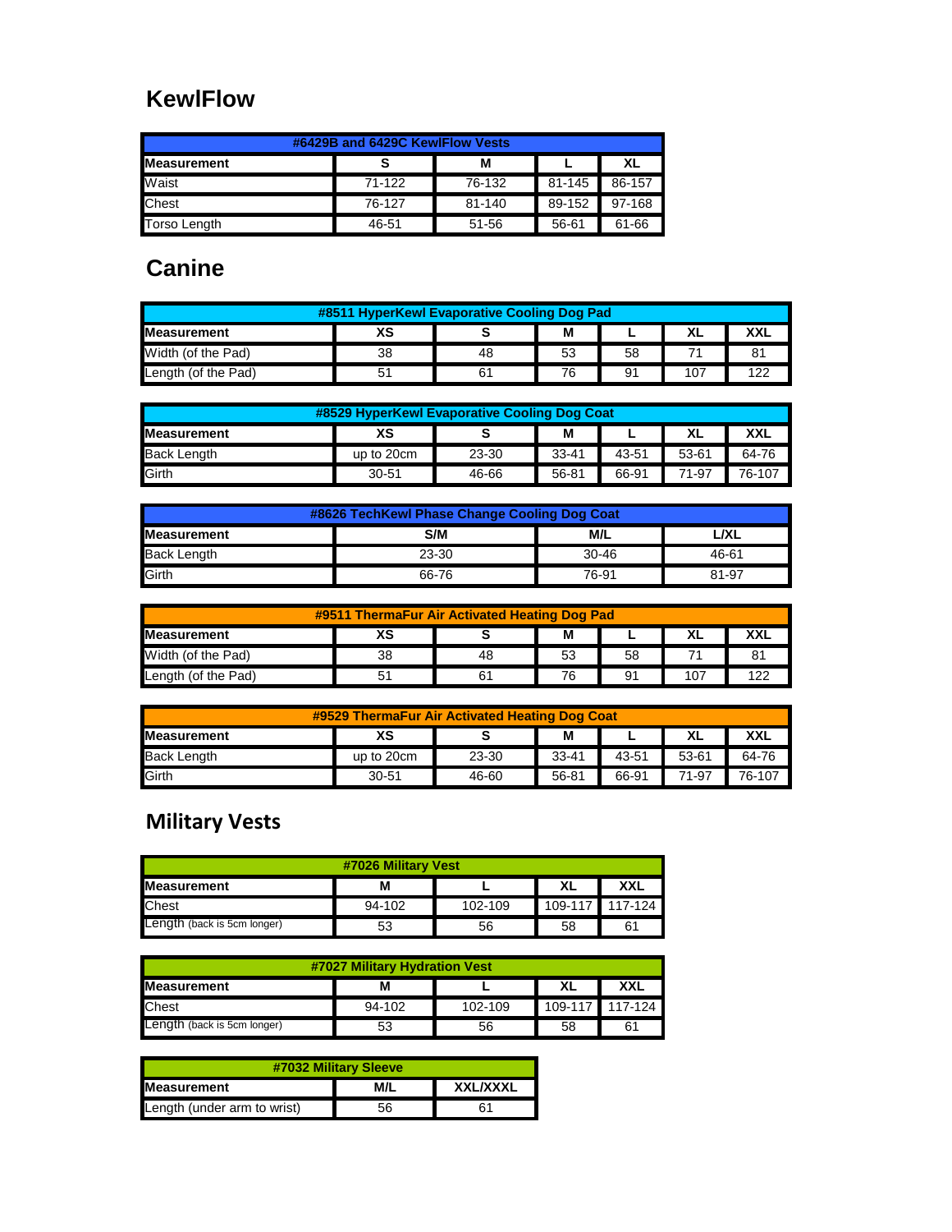## KewlFlow

| #6429B and 6429C KewlFlow Vests | | | | |
|---|---|---|---|---|
| **Measurement** | **S** | **M** | **L** | **XL** |
| Waist | 71-122 | 76-132 | 81-145 | 86-157 |
| Chest | 76-127 | 81-140 | 89-152 | 97-168 |
| Torso Length | 46-51 | 51-56 | 56-61 | 61-66 |

## Canine

| #8511 HyperKewl Evaporative Cooling Dog Pad | | | | | | |
|---|---|---|---|---|---|---|
| **Measurement** | **XS** | **S** | **M** | **L** | **XL** | **XXL** |
| Width (of the Pad) | 38 | 48 | 53 | 58 | 71 | 81 |
| Length (of the Pad) | 51 | 61 | 76 | 91 | 107 | 122 |

| #8529 HyperKewl Evaporative Cooling Dog Coat | | | | | | |
|---|---|---|---|---|---|---|
| **Measurement** | **XS** | **S** | **M** | **L** | **XL** | **XXL** |
| Back Length | up to 20cm | 23-30 | 33-41 | 43-51 | 53-61 | 64-76 |
| Girth | 30-51 | 46-66 | 56-81 | 66-91 | 71-97 | 76-107 |

| #8626 TechKewl Phase Change Cooling Dog Coat | | | |
|---|---|---|---|
| **Measurement** | **S/M** | **M/L** | **L/XL** |
| Back Length | 23-30 | 30-46 | 46-61 |
| Girth | 66-76 | 76-91 | 81-97 |

| #9511 ThermaFur Air Activated Heating Dog Pad | | | | | | |
|---|---|---|---|---|---|---|
| **Measurement** | **XS** | **S** | **M** | **L** | **XL** | **XXL** |
| Width (of the Pad) | 38 | 48 | 53 | 58 | 71 | 81 |
| Length (of the Pad) | 51 | 61 | 76 | 91 | 107 | 122 |

| #9529 ThermaFur Air Activated Heating Dog Coat | | | | | | |
|---|---|---|---|---|---|---|
| **Measurement** | **XS** | **S** | **M** | **L** | **XL** | **XXL** |
| Back Length | up to 20cm | 23-30 | 33-41 | 43-51 | 53-61 | 64-76 |
| Girth | 30-51 | 46-60 | 56-81 | 66-91 | 71-97 | 76-107 |

## Military Vests

| #7026 Military Vest | | | | |
|---|---|---|---|---|
| **Measurement** | **M** | **L** | **XL** | **XXL** |
| Chest | 94-102 | 102-109 | 109-117 | 117-124 |
| Length (back is 5cm longer) | 53 | 56 | 58 | 61 |

| #7027 Military Hydration Vest | | | | |
|---|---|---|---|---|
| **Measurement** | **M** | **L** | **XL** | **XXL** |
| Chest | 94-102 | 102-109 | 109-117 | 117-124 |
| Length (back is 5cm longer) | 53 | 56 | 58 | 61 |

| #7032 Military Sleeve | | |
|---|---|---|
| **Measurement** | **M/L** | **XXL/XXXL** |
| Length (under arm to wrist) | 56 | 61 |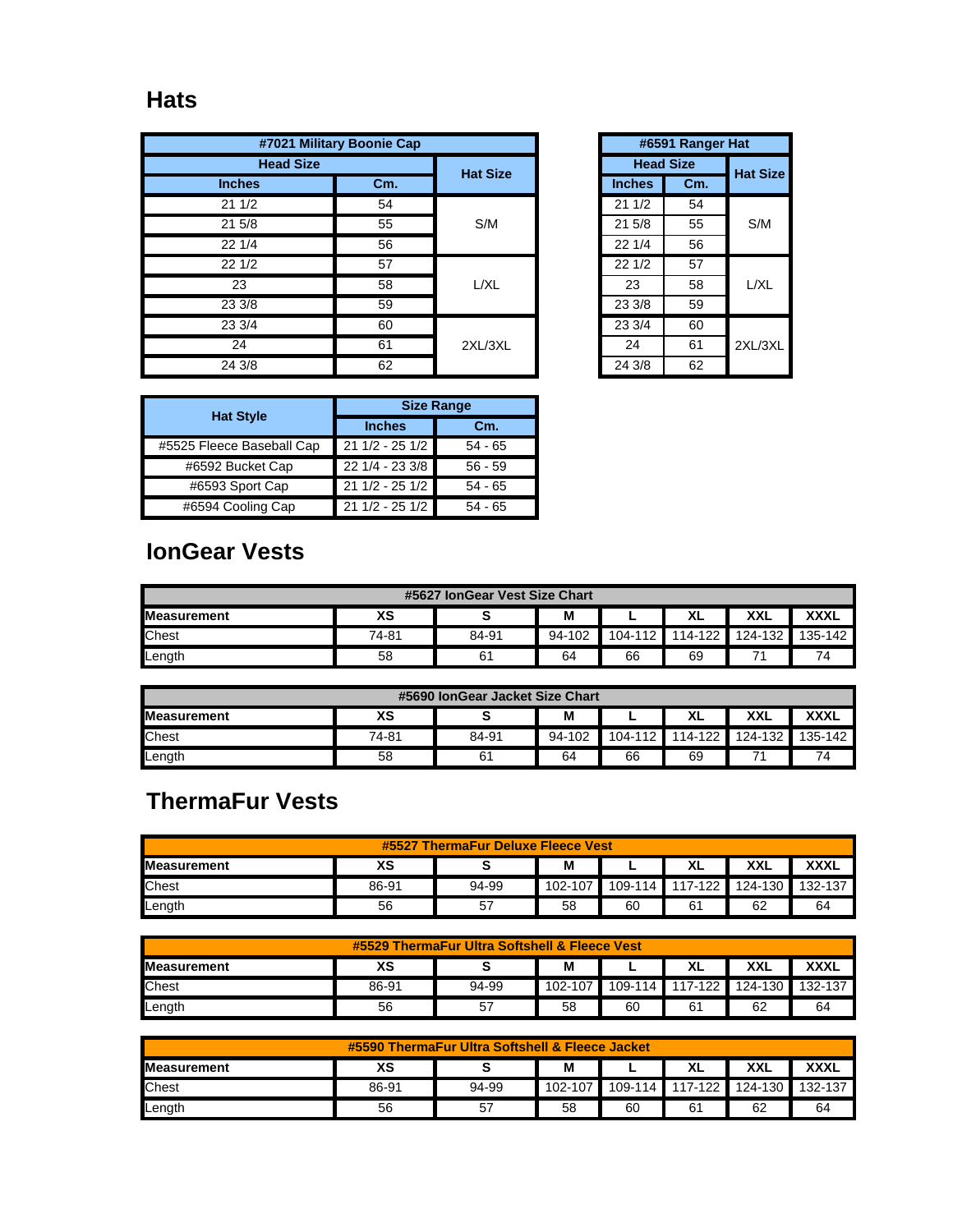## Hats

| #7021 Military Boonie Cap | | |
|---|---|---|
| Head Size | | Hat Size |
| Inches | Cm. | |
| 21 1/2 | 54 | S/M |
| 21 5/8 | 55 | |
| 22 1/4 | 56 | |
| 22 1/2 | 57 | L/XL |
| 23 | 58 | |
| 23 3/8 | 59 | |
| 23 3/4 | 60 | 2XL/3XL |
| 24 | 61 | |
| 24 3/8 | 62 | |

| #6591 Ranger Hat | | |
|---|---|---|
| Head Size | | Hat Size |
| Inches | Cm. | |
| 21 1/2 | 54 | S/M |
| 21 5/8 | 55 | |
| 22 1/4 | 56 | |
| 22 1/2 | 57 | L/XL |
| 23 | 58 | |
| 23 3/8 | 59 | |
| 23 3/4 | 60 | 2XL/3XL |
| 24 | 61 | |
| 24 3/8 | 62 | |

| Hat Style | Size Range | |
|---|---|---|
| | Inches | Cm. |
| #5525 Fleece Baseball Cap | 21 1/2 - 25 1/2 | 54 - 65 |
| #6592 Bucket Cap | 22 1/4 - 23 3/8 | 56 - 59 |
| #6593 Sport Cap | 21 1/2 - 25 1/2 | 54 - 65 |
| #6594 Cooling Cap | 21 1/2 - 25 1/2 | 54 - 65 |

## IonGear Vests

| #5627 IonGear Vest Size Chart | | | | | | | |
|---|---|---|---|---|---|---|---|
| Measurement | XS | S | M | L | XL | XXL | XXXL |
| Chest | 74-81 | 84-91 | 94-102 | 104-112 | 114-122 | 124-132 | 135-142 |
| Length | 58 | 61 | 64 | 66 | 69 | 71 | 74 |

| #5690 IonGear Jacket Size Chart | | | | | | | |
|---|---|---|---|---|---|---|---|
| Measurement | XS | S | M | L | XL | XXL | XXXL |
| Chest | 74-81 | 84-91 | 94-102 | 104-112 | 114-122 | 124-132 | 135-142 |
| Length | 58 | 61 | 64 | 66 | 69 | 71 | 74 |

## ThermaFur Vests

| #5527 ThermaFur Deluxe Fleece Vest | | | | | | | |
|---|---|---|---|---|---|---|---|
| Measurement | XS | S | M | L | XL | XXL | XXXL |
| Chest | 86-91 | 94-99 | 102-107 | 109-114 | 117-122 | 124-130 | 132-137 |
| Length | 56 | 57 | 58 | 60 | 61 | 62 | 64 |

| #5529 ThermaFur Ultra Softshell & Fleece Vest | | | | | | | |
|---|---|---|---|---|---|---|---|
| Measurement | XS | S | M | L | XL | XXL | XXXL |
| Chest | 86-91 | 94-99 | 102-107 | 109-114 | 117-122 | 124-130 | 132-137 |
| Length | 56 | 57 | 58 | 60 | 61 | 62 | 64 |

| #5590 ThermaFur Ultra Softshell & Fleece Jacket | | | | | | | |
|---|---|---|---|---|---|---|---|
| Measurement | XS | S | M | L | XL | XXL | XXXL |
| Chest | 86-91 | 94-99 | 102-107 | 109-114 | 117-122 | 124-130 | 132-137 |
| Length | 56 | 57 | 58 | 60 | 61 | 62 | 64 |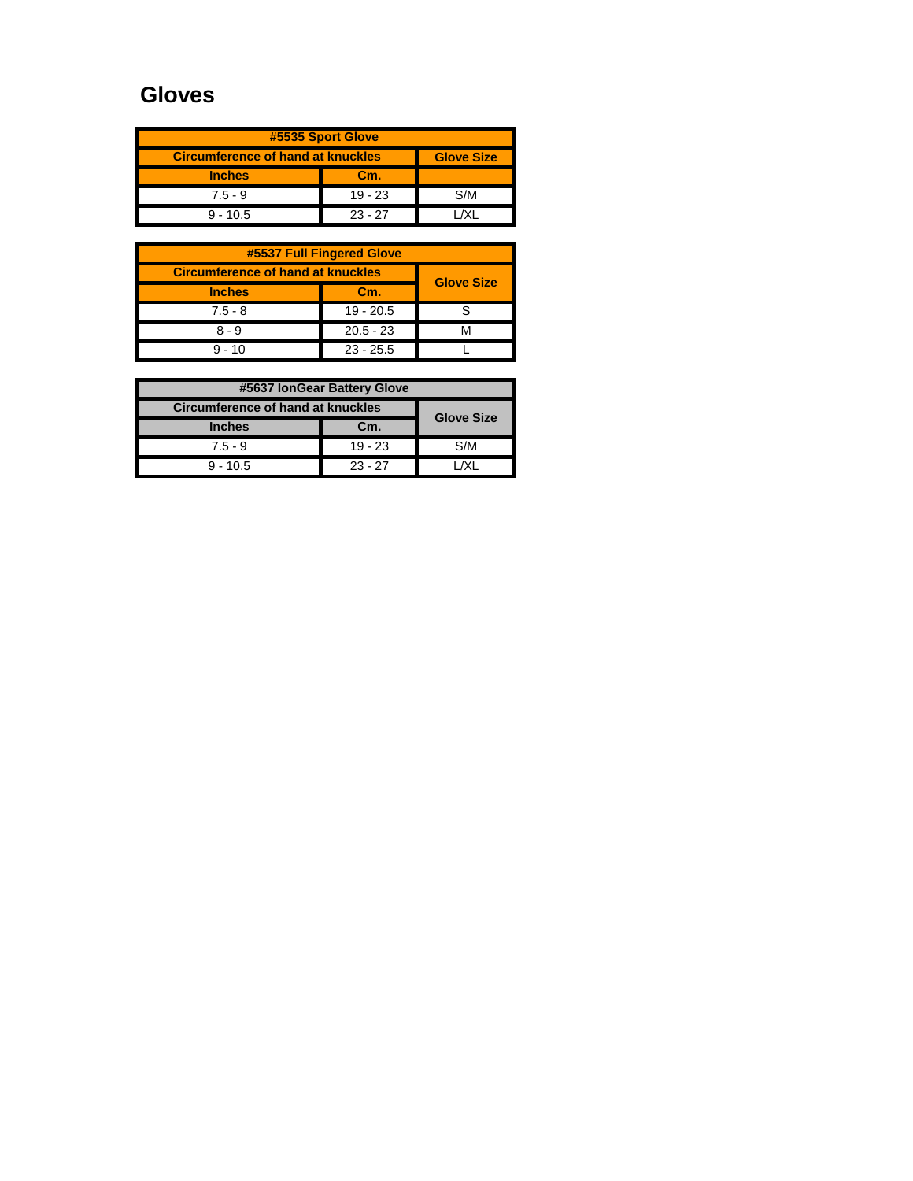# Gloves

| #5535 Sport Glove | | |
| --- | --- | --- |
| Circumference of hand at knuckles | | Glove Size |
| Inches | Cm. | |
| 7.5 - 9 | 19 - 23 | S/M |
| 9 - 10.5 | 23 - 27 | L/XL |

| #5537 Full Fingered Glove | | |
| --- | --- | --- |
| Circumference of hand at knuckles | | Glove Size |
| Inches | Cm. | |
| 7.5 - 8 | 19 - 20.5 | S |
| 8 - 9 | 20.5 - 23 | M |
| 9 - 10 | 23 - 25.5 | L |

| #5637 IonGear Battery Glove | | |
| --- | --- | --- |
| Circumference of hand at knuckles | | Glove Size |
| Inches | Cm. | |
| 7.5 - 9 | 19 - 23 | S/M |
| 9 - 10.5 | 23 - 27 | L/XL |